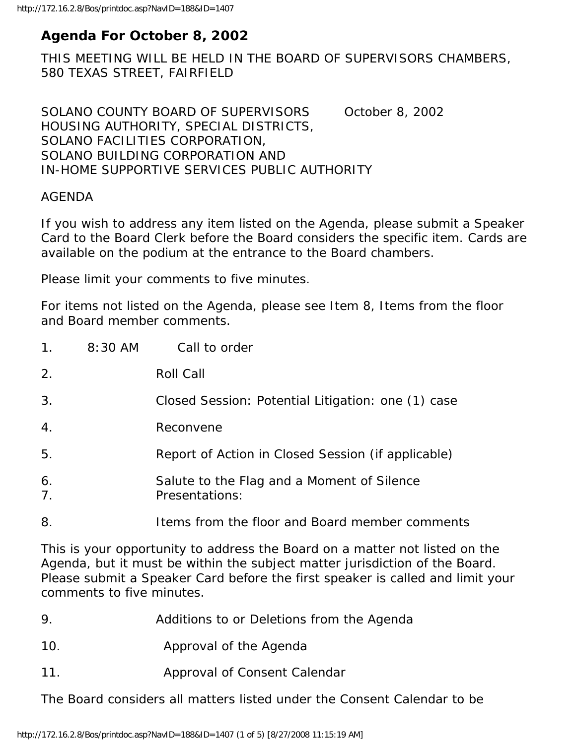# Agenda For October 8, 2002

THIS MEETING WILL BE HELD IN THE BOARD OF SUPERVISORS CHAMBERS, 580 TEXAS STREET, FAIRFIELD

SOLANO COUNTY BOARD OF SUPERVISORS October 8, 2002
HOUSING AUTHORITY, SPECIAL DISTRICTS,
SOLANO FACILITIES CORPORATION,
SOLANO BUILDING CORPORATION AND
IN-HOME SUPPORTIVE SERVICES PUBLIC AUTHORITY

AGENDA

If you wish to address any item listed on the Agenda, please submit a Speaker Card to the Board Clerk before the Board considers the specific item. Cards are available on the podium at the entrance to the Board chambers.

Please limit your comments to five minutes.

For items not listed on the Agenda, please see Item 8, Items from the floor and Board member comments.

1. 8:30 AM Call to order

2. Roll Call

3. Closed Session: Potential Litigation: one (1) case

4. Reconvene

5. Report of Action in Closed Session (if applicable)

6. Salute to the Flag and a Moment of Silence

7. Presentations:

8. Items from the floor and Board member comments

This is your opportunity to address the Board on a matter not listed on the Agenda, but it must be within the subject matter jurisdiction of the Board. Please submit a Speaker Card before the first speaker is called and limit your comments to five minutes.

9. Additions to or Deletions from the Agenda

10. Approval of the Agenda

11. Approval of Consent Calendar

The Board considers all matters listed under the Consent Calendar to be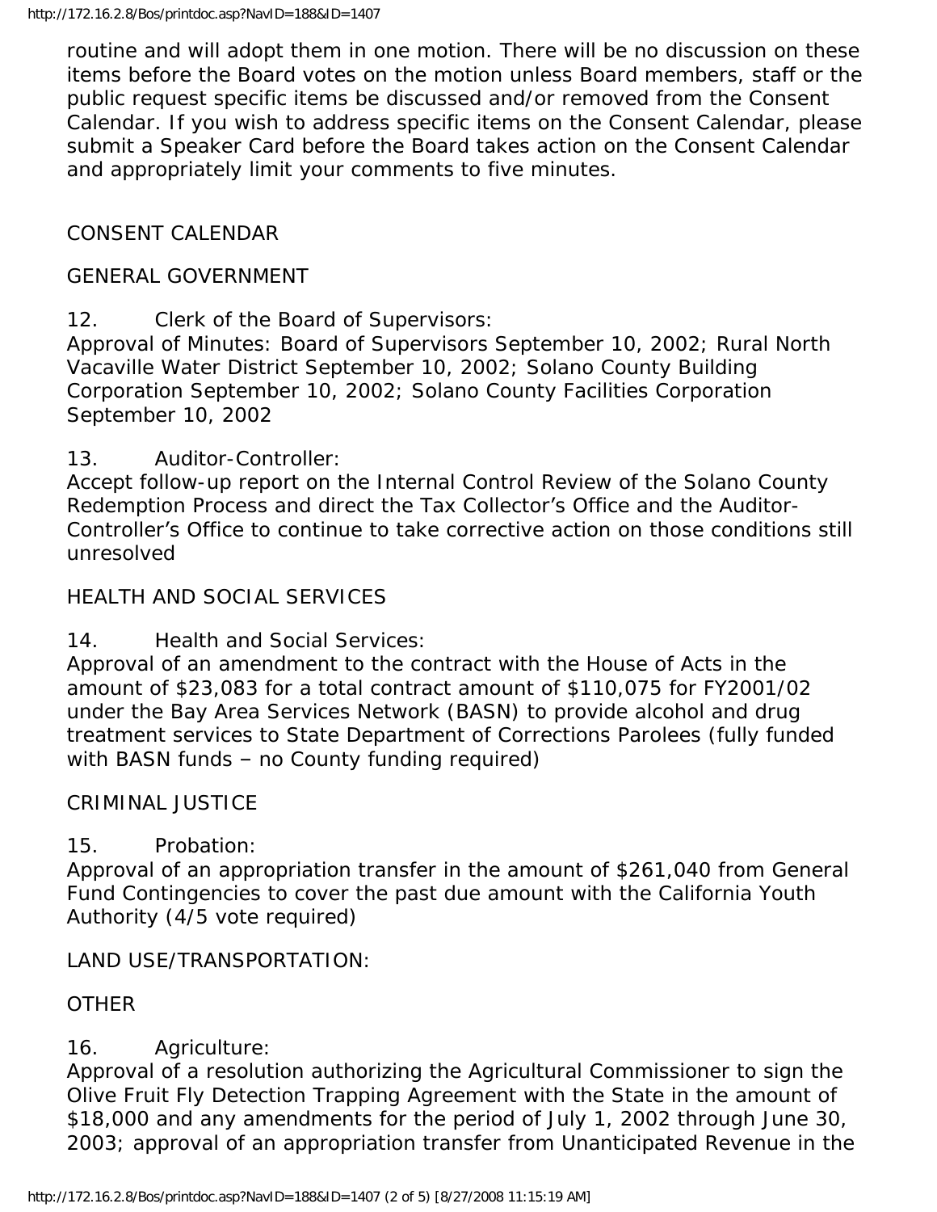routine and will adopt them in one motion. There will be no discussion on these items before the Board votes on the motion unless Board members, staff or the public request specific items be discussed and/or removed from the Consent Calendar. If you wish to address specific items on the Consent Calendar, please submit a Speaker Card before the Board takes action on the Consent Calendar and appropriately limit your comments to five minutes.

CONSENT CALENDAR

GENERAL GOVERNMENT

12. Clerk of the Board of Supervisors:
Approval of Minutes: Board of Supervisors September 10, 2002; Rural North Vacaville Water District September 10, 2002; Solano County Building Corporation September 10, 2002; Solano County Facilities Corporation September 10, 2002

13. Auditor-Controller:
Accept follow-up report on the Internal Control Review of the Solano County Redemption Process and direct the Tax Collector's Office and the Auditor-Controller's Office to continue to take corrective action on those conditions still unresolved

HEALTH AND SOCIAL SERVICES

14. Health and Social Services:
Approval of an amendment to the contract with the House of Acts in the amount of $23,083 for a total contract amount of $110,075 for FY2001/02 under the Bay Area Services Network (BASN) to provide alcohol and drug treatment services to State Department of Corrections Parolees (fully funded with BASN funds – no County funding required)

CRIMINAL JUSTICE

15. Probation:
Approval of an appropriation transfer in the amount of $261,040 from General Fund Contingencies to cover the past due amount with the California Youth Authority (4/5 vote required)

LAND USE/TRANSPORTATION:

OTHER

16. Agriculture:
Approval of a resolution authorizing the Agricultural Commissioner to sign the Olive Fruit Fly Detection Trapping Agreement with the State in the amount of $18,000 and any amendments for the period of July 1, 2002 through June 30, 2003; approval of an appropriation transfer from Unanticipated Revenue in the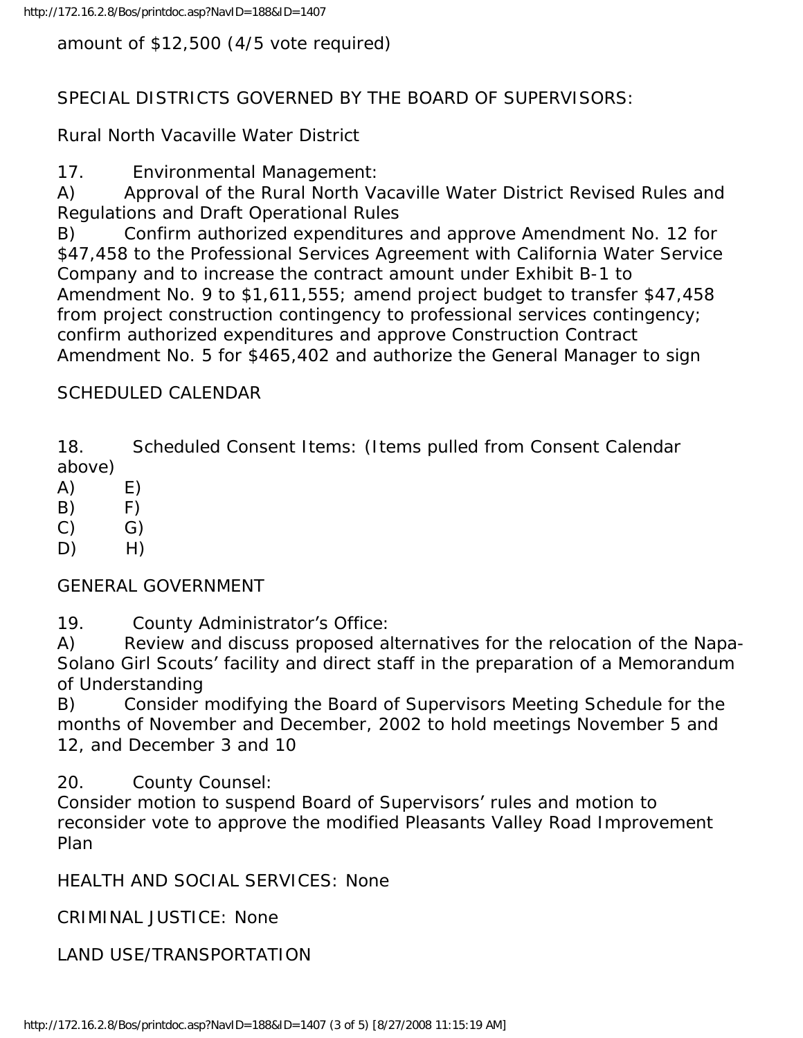amount of $12,500 (4/5 vote required)

SPECIAL DISTRICTS GOVERNED BY THE BOARD OF SUPERVISORS:

Rural North Vacaville Water District

17. Environmental Management:
A) Approval of the Rural North Vacaville Water District Revised Rules and Regulations and Draft Operational Rules
B) Confirm authorized expenditures and approve Amendment No. 12 for $47,458 to the Professional Services Agreement with California Water Service Company and to increase the contract amount under Exhibit B-1 to Amendment No. 9 to $1,611,555; amend project budget to transfer $47,458 from project construction contingency to professional services contingency; confirm authorized expenditures and approve Construction Contract Amendment No. 5 for $465,402 and authorize the General Manager to sign

SCHEDULED CALENDAR

18. Scheduled Consent Items: (Items pulled from Consent Calendar above)
A) E)
B) F)
C) G)
D) H)

GENERAL GOVERNMENT

19. County Administrator's Office:
A) Review and discuss proposed alternatives for the relocation of the Napa-Solano Girl Scouts' facility and direct staff in the preparation of a Memorandum of Understanding
B) Consider modifying the Board of Supervisors Meeting Schedule for the months of November and December, 2002 to hold meetings November 5 and 12, and December 3 and 10

20. County Counsel:
Consider motion to suspend Board of Supervisors' rules and motion to reconsider vote to approve the modified Pleasants Valley Road Improvement Plan

HEALTH AND SOCIAL SERVICES: None

CRIMINAL JUSTICE: None

LAND USE/TRANSPORTATION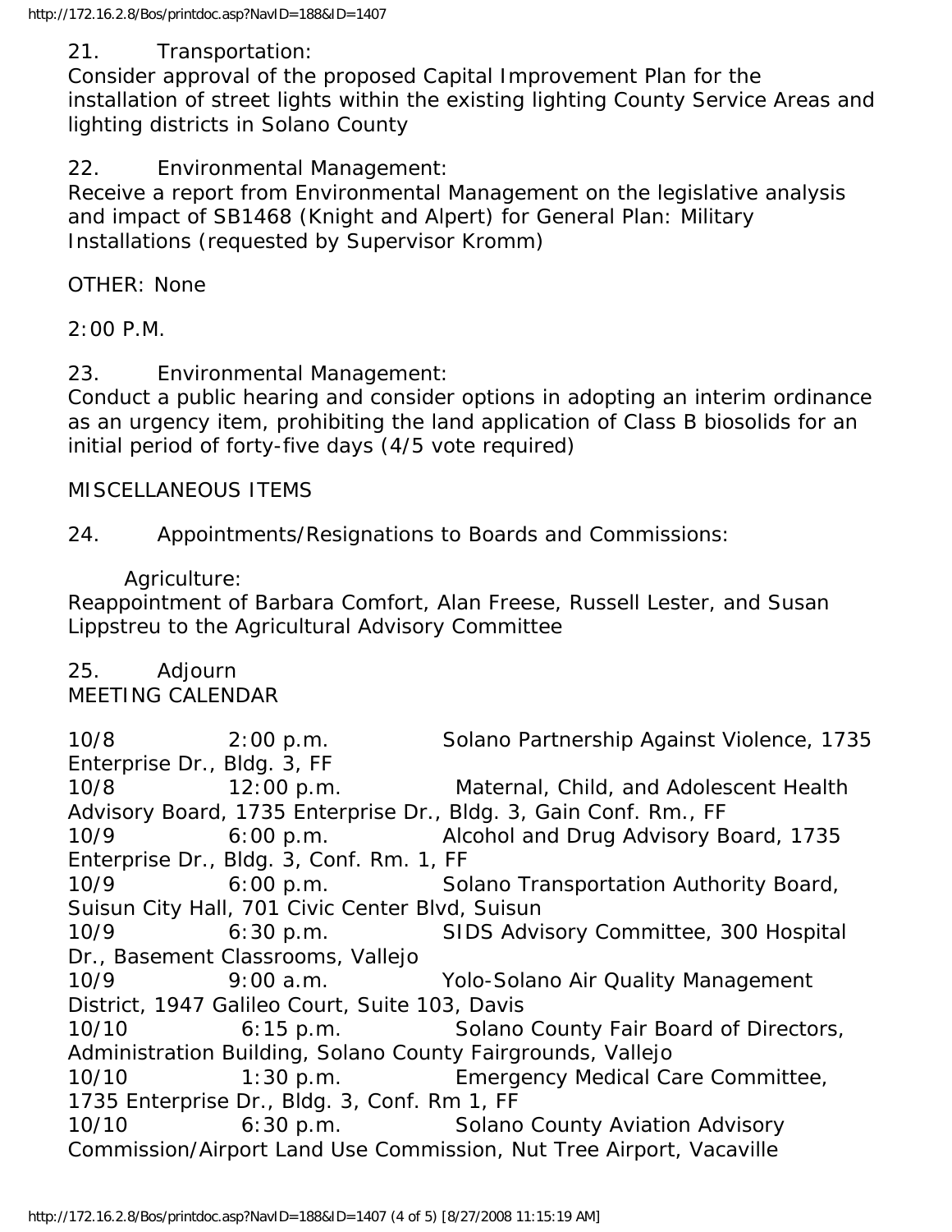21. Transportation:
Consider approval of the proposed Capital Improvement Plan for the installation of street lights within the existing lighting County Service Areas and lighting districts in Solano County

22. Environmental Management:
Receive a report from Environmental Management on the legislative analysis and impact of SB1468 (Knight and Alpert) for General Plan: Military Installations (requested by Supervisor Kromm)

OTHER: None

2:00 P.M.

23. Environmental Management:
Conduct a public hearing and consider options in adopting an interim ordinance as an urgency item, prohibiting the land application of Class B biosolids for an initial period of forty-five days (4/5 vote required)

MISCELLANEOUS ITEMS

24. Appointments/Resignations to Boards and Commissions:

Agriculture:
Reappointment of Barbara Comfort, Alan Freese, Russell Lester, and Susan Lippstreu to the Agricultural Advisory Committee

25. Adjourn

MEETING CALENDAR

10/8 2:00 p.m. Solano Partnership Against Violence, 1735 Enterprise Dr., Bldg. 3, FF
10/8 12:00 p.m. Maternal, Child, and Adolescent Health Advisory Board, 1735 Enterprise Dr., Bldg. 3, Gain Conf. Rm., FF
10/9 6:00 p.m. Alcohol and Drug Advisory Board, 1735 Enterprise Dr., Bldg. 3, Conf. Rm. 1, FF
10/9 6:00 p.m. Solano Transportation Authority Board, Suisun City Hall, 701 Civic Center Blvd, Suisun
10/9 6:30 p.m. SIDS Advisory Committee, 300 Hospital Dr., Basement Classrooms, Vallejo
10/9 9:00 a.m. Yolo-Solano Air Quality Management District, 1947 Galileo Court, Suite 103, Davis
10/10 6:15 p.m. Solano County Fair Board of Directors, Administration Building, Solano County Fairgrounds, Vallejo
10/10 1:30 p.m. Emergency Medical Care Committee, 1735 Enterprise Dr., Bldg. 3, Conf. Rm 1, FF
10/10 6:30 p.m. Solano County Aviation Advisory Commission/Airport Land Use Commission, Nut Tree Airport, Vacaville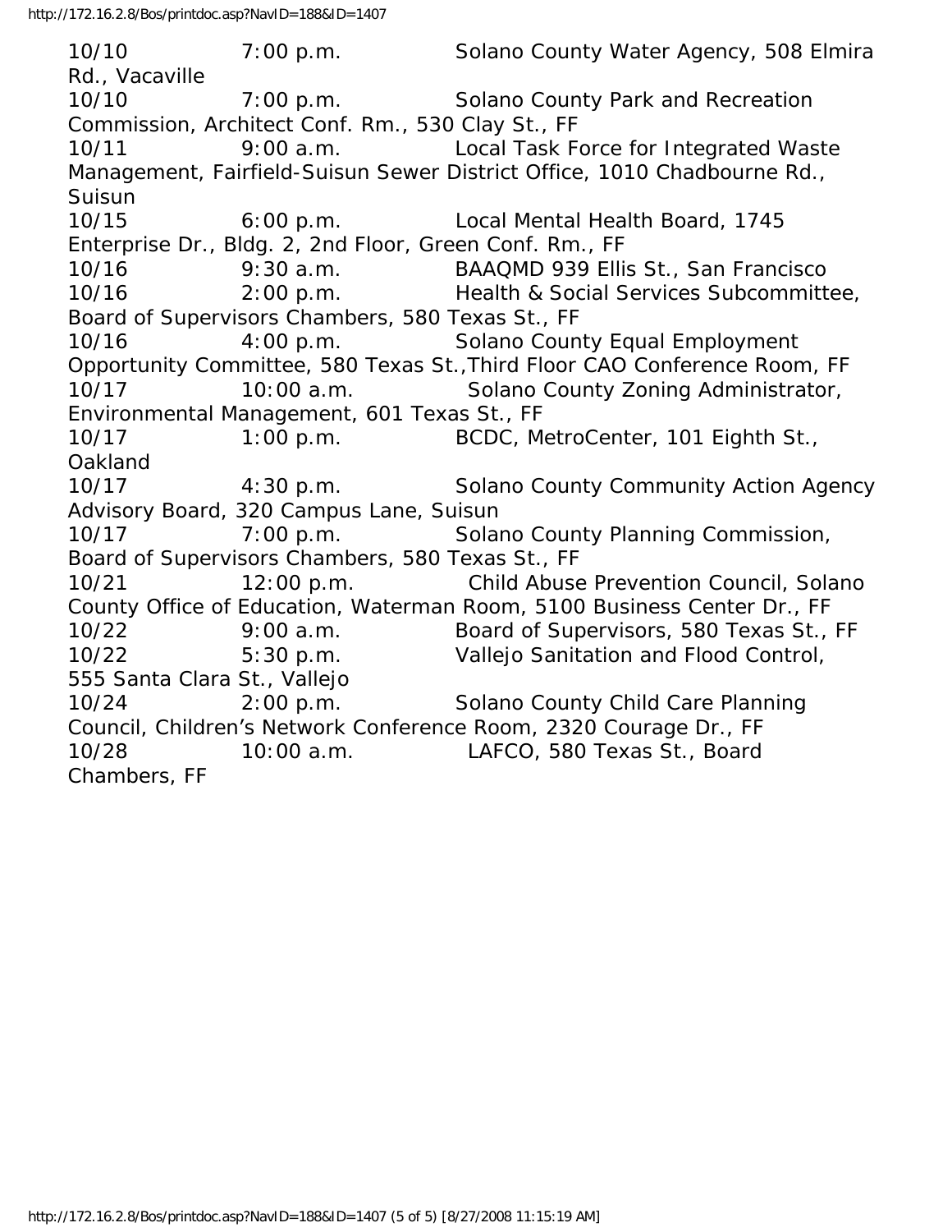10/10 7:00 p.m. Solano County Water Agency, 508 Elmira Rd., Vacaville
10/10 7:00 p.m. Solano County Park and Recreation Commission, Architect Conf. Rm., 530 Clay St., FF
10/11 9:00 a.m. Local Task Force for Integrated Waste Management, Fairfield-Suisun Sewer District Office, 1010 Chadbourne Rd., Suisun
10/15 6:00 p.m. Local Mental Health Board, 1745 Enterprise Dr., Bldg. 2, 2nd Floor, Green Conf. Rm., FF
10/16 9:30 a.m. BAAQMD 939 Ellis St., San Francisco
10/16 2:00 p.m. Health & Social Services Subcommittee, Board of Supervisors Chambers, 580 Texas St., FF
10/16 4:00 p.m. Solano County Equal Employment Opportunity Committee, 580 Texas St.,Third Floor CAO Conference Room, FF
10/17 10:00 a.m. Solano County Zoning Administrator, Environmental Management, 601 Texas St., FF
10/17 1:00 p.m. BCDC, MetroCenter, 101 Eighth St., Oakland
10/17 4:30 p.m. Solano County Community Action Agency Advisory Board, 320 Campus Lane, Suisun
10/17 7:00 p.m. Solano County Planning Commission, Board of Supervisors Chambers, 580 Texas St., FF
10/21 12:00 p.m. Child Abuse Prevention Council, Solano County Office of Education, Waterman Room, 5100 Business Center Dr., FF
10/22 9:00 a.m. Board of Supervisors, 580 Texas St., FF
10/22 5:30 p.m. Vallejo Sanitation and Flood Control, 555 Santa Clara St., Vallejo
10/24 2:00 p.m. Solano County Child Care Planning Council, Children's Network Conference Room, 2320 Courage Dr., FF
10/28 10:00 a.m. LAFCO, 580 Texas St., Board Chambers, FF